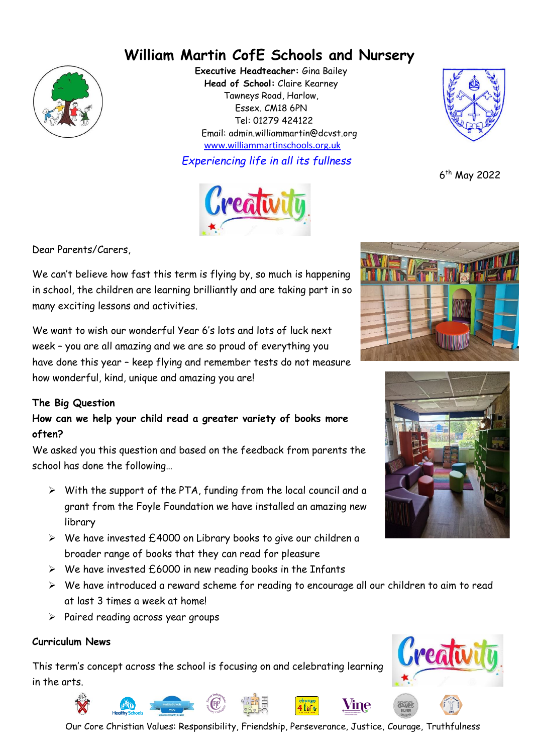# William Martin CofE Schools and Nursery

**Executive Headteacher:** Gina Bailey
**Head of School:** Claire Kearney
Tawneys Road, Harlow,
Essex. CM18 6PN
Tel: 01279 424122
Email: admin.williammartin@dcvst.org
www.williammartinschools.org.uk

*Experiencing life in all its fullness*

6th May 2022

Dear Parents/Carers,

We can't believe how fast this term is flying by, so much is happening in school, the children are learning brilliantly and are taking part in so many exciting lessons and activities.

We want to wish our wonderful Year 6's lots and lots of luck next week – you are all amazing and we are so proud of everything you have done this year – keep flying and remember tests do not measure how wonderful, kind, unique and amazing you are!

**The Big Question**

**How can we help your child read a greater variety of books more often?**

We asked you this question and based on the feedback from parents the school has done the following…

- With the support of the PTA, funding from the local council and a grant from the Foyle Foundation we have installed an amazing new library
- We have invested £4000 on Library books to give our children a broader range of books that they can read for pleasure
- We have invested £6000 in new reading books in the Infants
- We have introduced a reward scheme for reading to encourage all our children to aim to read at last 3 times a week at home!
- Paired reading across year groups

**Curriculum News**

This term's concept across the school is focusing on and celebrating learning in the arts.

Our Core Christian Values: Responsibility, Friendship, Perseverance, Justice, Courage, Truthfulness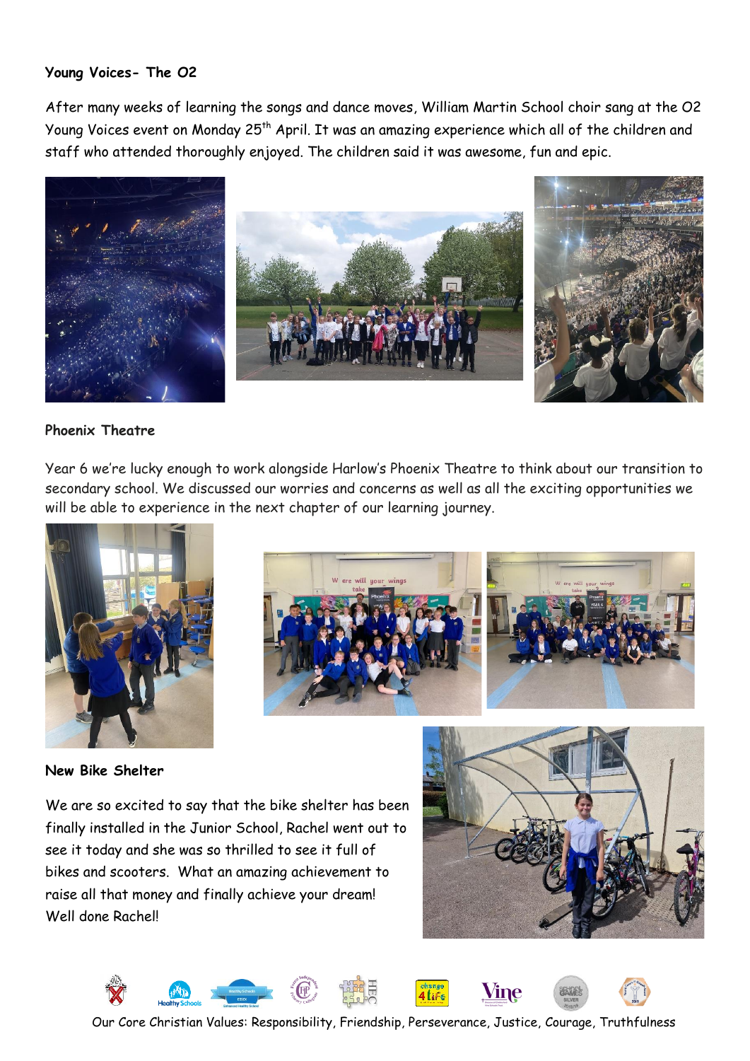**Young Voices- The O2**

After many weeks of learning the songs and dance moves, William Martin School choir sang at the O2 Young Voices event on Monday 25th April. It was an amazing experience which all of the children and staff who attended thoroughly enjoyed. The children said it was awesome, fun and epic.

**Phoenix Theatre**

Year 6 we're lucky enough to work alongside Harlow's Phoenix Theatre to think about our transition to secondary school. We discussed our worries and concerns as well as all the exciting opportunities we will be able to experience in the next chapter of our learning journey.

**New Bike Shelter**

We are so excited to say that the bike shelter has been finally installed in the Junior School, Rachel went out to see it today and she was so thrilled to see it full of bikes and scooters. What an amazing achievement to raise all that money and finally achieve your dream! Well done Rachel!

Our Core Christian Values: Responsibility, Friendship, Perseverance, Justice, Courage, Truthfulness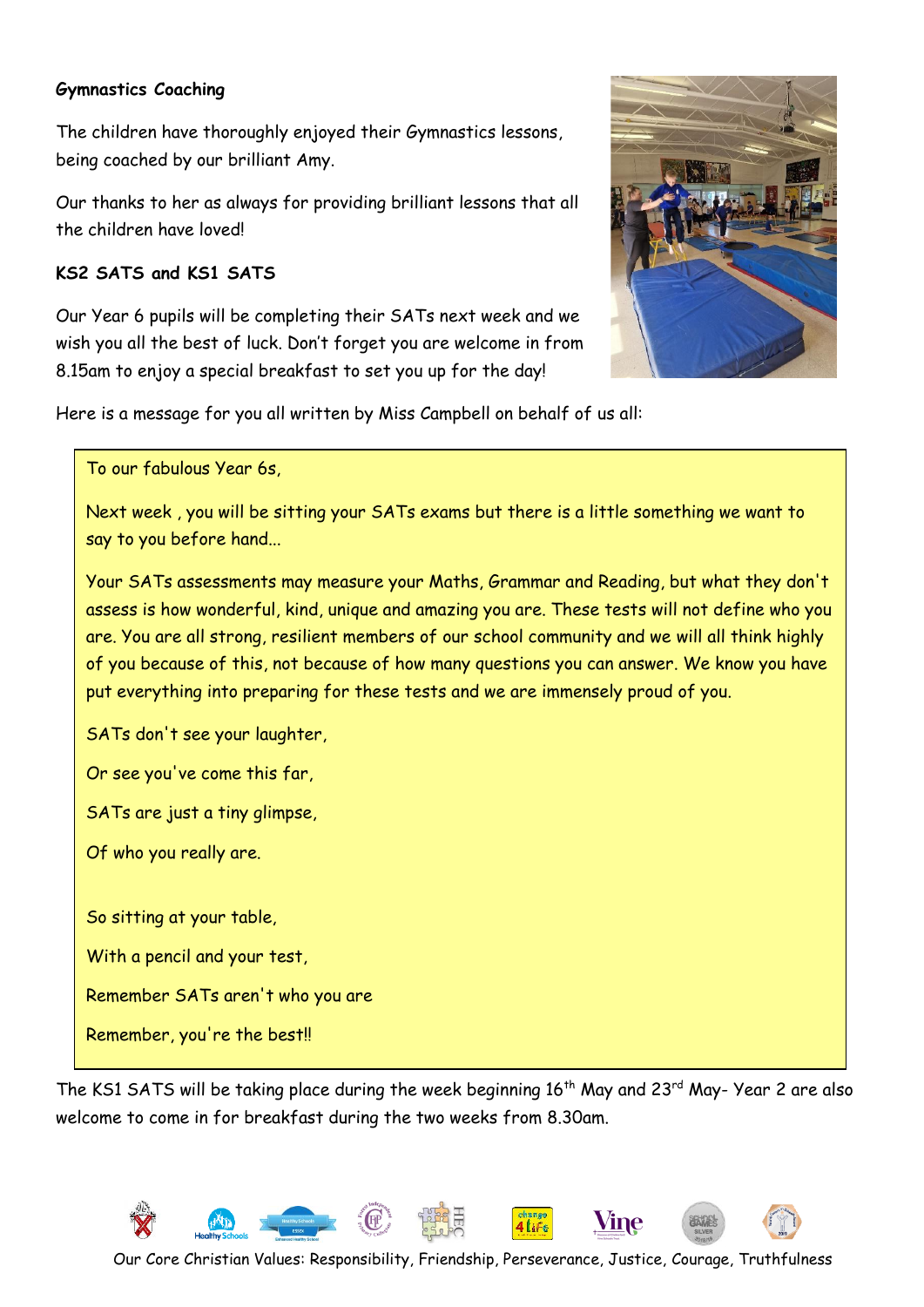**Gymnastics Coaching**

The children have thoroughly enjoyed their Gymnastics lessons, being coached by our brilliant Amy.

Our thanks to her as always for providing brilliant lessons that all the children have loved!

**KS2 SATS and KS1 SATS**

Our Year 6 pupils will be completing their SATs next week and we wish you all the best of luck. Don't forget you are welcome in from 8.15am to enjoy a special breakfast to set you up for the day!

Here is a message for you all written by Miss Campbell on behalf of us all:

> To our fabulous Year 6s,
>
> Next week , you will be sitting your SATs exams but there is a little something we want to say to you before hand...
>
> Your SATs assessments may measure your Maths, Grammar and Reading, but what they don't assess is how wonderful, kind, unique and amazing you are. These tests will not define who you are. You are all strong, resilient members of our school community and we will all think highly of you because of this, not because of how many questions you can answer. We know you have put everything into preparing for these tests and we are immensely proud of you.
>
> SATs don't see your laughter,
>
> Or see you've come this far,
>
> SATs are just a tiny glimpse,
>
> Of who you really are.
>
> So sitting at your table,
>
> With a pencil and your test,
>
> Remember SATs aren't who you are
>
> Remember, you're the best!!

The KS1 SATS will be taking place during the week beginning 16th May and 23rd May- Year 2 are also welcome to come in for breakfast during the two weeks from 8.30am.

Our Core Christian Values: Responsibility, Friendship, Perseverance, Justice, Courage, Truthfulness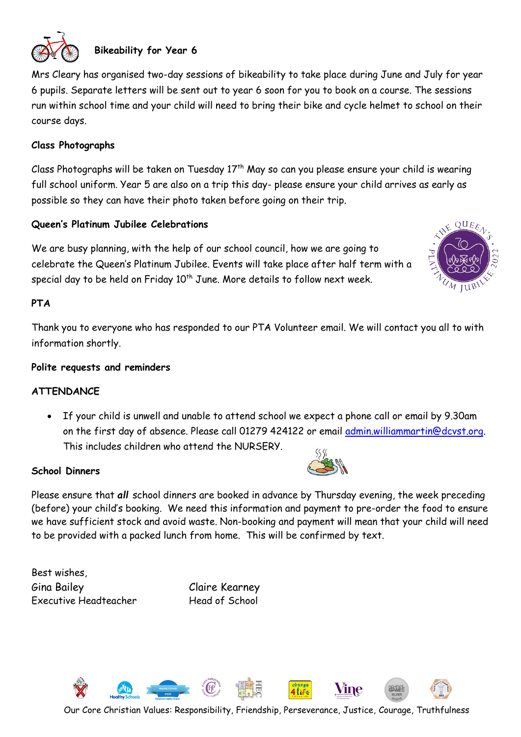### Bikeability for Year 6

Mrs Cleary has organised two-day sessions of bikeability to take place during June and July for year 6 pupils. Separate letters will be sent out to year 6 soon for you to book on a course. The sessions run within school time and your child will need to bring their bike and cycle helmet to school on their course days.

### Class Photographs

Class Photographs will be taken on Tuesday 17th May so can you please ensure your child is wearing full school uniform. Year 5 are also on a trip this day- please ensure your child arrives as early as possible so they can have their photo taken before going on their trip.

### Queen's Platinum Jubilee Celebrations

We are busy planning, with the help of our school council, how we are going to celebrate the Queen's Platinum Jubilee. Events will take place after half term with a special day to be held on Friday 10th June. More details to follow next week.

### PTA

Thank you to everyone who has responded to our PTA Volunteer email. We will contact you all to with information shortly.

### Polite requests and reminders

### ATTENDANCE

- If your child is unwell and unable to attend school we expect a phone call or email by 9.30am on the first day of absence. Please call 01279 424122 or email admin.williammartin@dcvst.org. This includes children who attend the NURSERY.

### School Dinners

Please ensure that ***all*** school dinners are booked in advance by Thursday evening, the week preceding (before) your child's booking. We need this information and payment to pre-order the food to ensure we have sufficient stock and avoid waste. Non-booking and payment will mean that your child will need to be provided with a packed lunch from home. This will be confirmed by text.

Best wishes,

Gina Bailey
Executive Headteacher

Claire Kearney
Head of School

Our Core Christian Values: Responsibility, Friendship, Perseverance, Justice, Courage, Truthfulness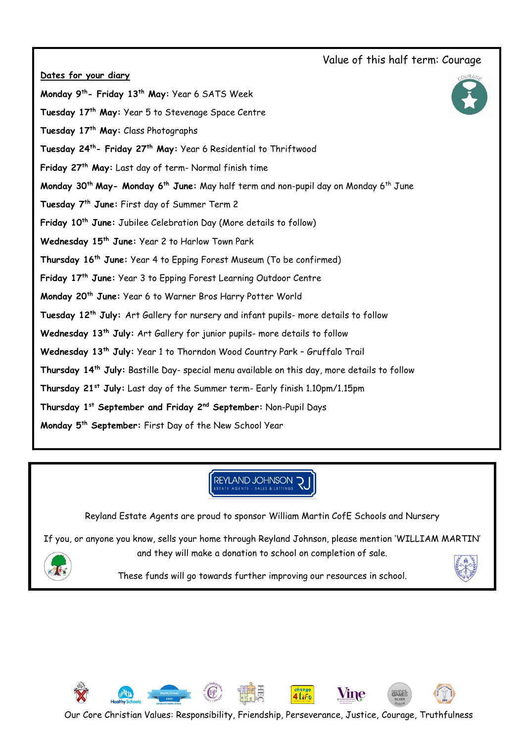Value of this half term: Courage

**Dates for your diary**

**Monday 9th- Friday 13th May:** Year 6 SATS Week

**Tuesday 17th May:** Year 5 to Stevenage Space Centre

**Tuesday 17th May:** Class Photographs

**Tuesday 24th- Friday 27th May:** Year 6 Residential to Thriftwood

**Friday 27th May:** Last day of term- Normal finish time

**Monday 30th May- Monday 6th June:** May half term and non-pupil day on Monday 6th June

**Tuesday 7th June:** First day of Summer Term 2

**Friday 10th June:** Jubilee Celebration Day (More details to follow)

**Wednesday 15th June:** Year 2 to Harlow Town Park

**Thursday 16th June:** Year 4 to Epping Forest Museum (To be confirmed)

**Friday 17th June:** Year 3 to Epping Forest Learning Outdoor Centre

**Monday 20th June:** Year 6 to Warner Bros Harry Potter World

**Tuesday 12th July:** Art Gallery for nursery and infant pupils- more details to follow

**Wednesday 13th July:** Art Gallery for junior pupils- more details to follow

**Wednesday 13th July:** Year 1 to Thorndon Wood Country Park – Gruffalo Trail

**Thursday 14th July:** Bastille Day- special menu available on this day, more details to follow

**Thursday 21st July:** Last day of the Summer term- Early finish 1.10pm/1.15pm

**Thursday 1st September and Friday 2nd September:** Non-Pupil Days

**Monday 5th September:** First Day of the New School Year

---

REYLAND JOHNSON
ESTATE AGENTS · SALES & LETTINGS

Reyland Estate Agents are proud to sponsor William Martin CofE Schools and Nursery

If you, or anyone you know, sells your home through Reyland Johnson, please mention 'WILLIAM MARTIN' and they will make a donation to school on completion of sale.

These funds will go towards further improving our resources in school.

---

Our Core Christian Values: Responsibility, Friendship, Perseverance, Justice, Courage, Truthfulness